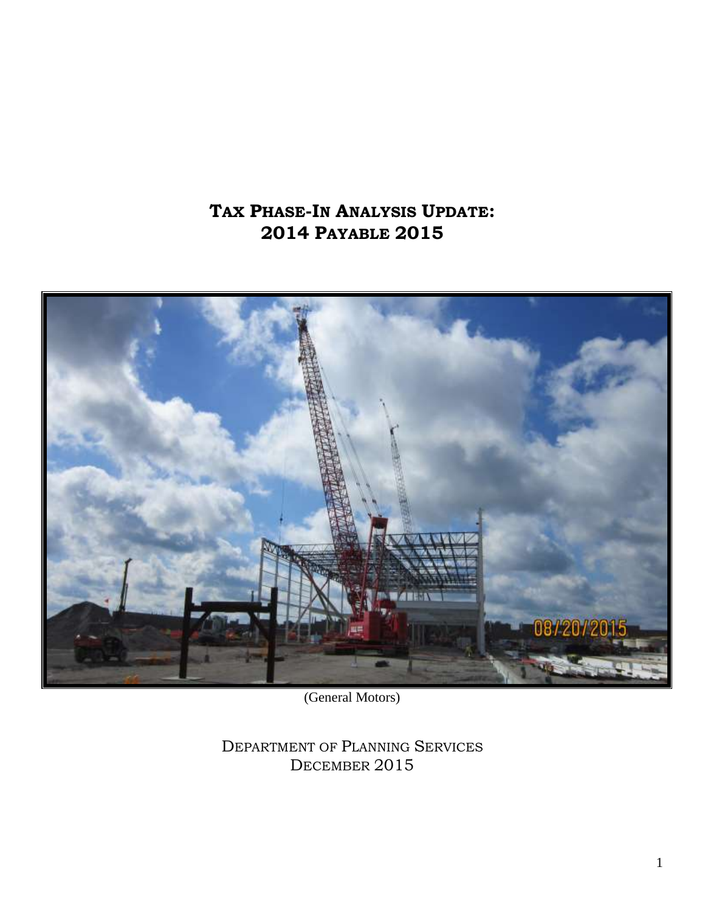# Tax Phase-In Analysis Update: 2014 Payable 2015

(General Motors)

Department of Planning Services
December 2015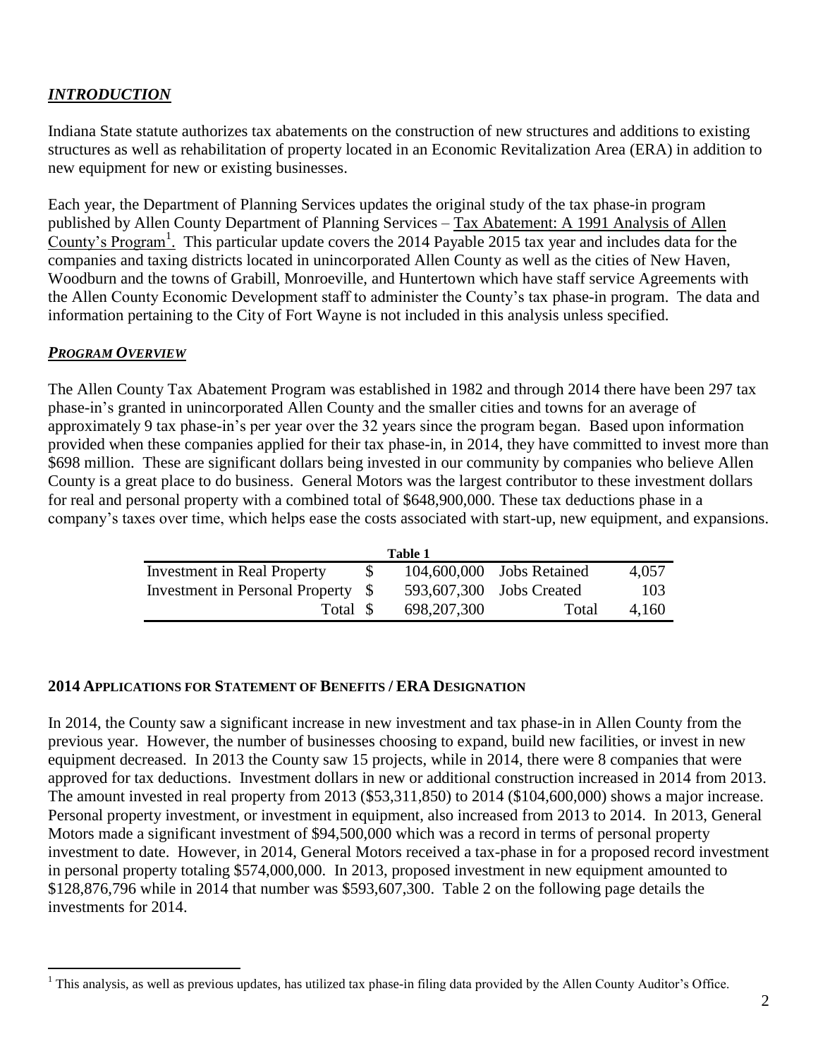## *INTRODUCTION*

Indiana State statute authorizes tax abatements on the construction of new structures and additions to existing structures as well as rehabilitation of property located in an Economic Revitalization Area (ERA) in addition to new equipment for new or existing businesses.

Each year, the Department of Planning Services updates the original study of the tax phase-in program published by Allen County Department of Planning Services – Tax Abatement: A 1991 Analysis of Allen County's Program[1]. This particular update covers the 2014 Payable 2015 tax year and includes data for the companies and taxing districts located in unincorporated Allen County as well as the cities of New Haven, Woodburn and the towns of Grabill, Monroeville, and Huntertown which have staff service Agreements with the Allen County Economic Development staff to administer the County's tax phase-in program. The data and information pertaining to the City of Fort Wayne is not included in this analysis unless specified.

## *PROGRAM OVERVIEW*

The Allen County Tax Abatement Program was established in 1982 and through 2014 there have been 297 tax phase-in's granted in unincorporated Allen County and the smaller cities and towns for an average of approximately 9 tax phase-in's per year over the 32 years since the program began. Based upon information provided when these companies applied for their tax phase-in, in 2014, they have committed to invest more than $698 million. These are significant dollars being invested in our community by companies who believe Allen County is a great place to do business. General Motors was the largest contributor to these investment dollars for real and personal property with a combined total of $648,900,000. These tax deductions phase in a company's taxes over time, which helps ease the costs associated with start-up, new equipment, and expansions.

**Table 1**

| | | | |
|---|---|---|---|
| Investment in Real Property | $ 104,600,000 | Jobs Retained | 4,057 |
| Investment in Personal Property | $ 593,607,300 | Jobs Created | 103 |
| Total | $ 698,207,300 | Total | 4,160 |

## 2014 APPLICATIONS FOR STATEMENT OF BENEFITS / ERA DESIGNATION

In 2014, the County saw a significant increase in new investment and tax phase-in in Allen County from the previous year. However, the number of businesses choosing to expand, build new facilities, or invest in new equipment decreased. In 2013 the County saw 15 projects, while in 2014, there were 8 companies that were approved for tax deductions. Investment dollars in new or additional construction increased in 2014 from 2013. The amount invested in real property from 2013 ($53,311,850) to 2014 ($104,600,000) shows a major increase. Personal property investment, or investment in equipment, also increased from 2013 to 2014. In 2013, General Motors made a significant investment of $94,500,000 which was a record in terms of personal property investment to date. However, in 2014, General Motors received a tax-phase in for a proposed record investment in personal property totaling $574,000,000. In 2013, proposed investment in new equipment amounted to $128,876,796 while in 2014 that number was $593,607,300. Table 2 on the following page details the investments for 2014.

[1] This analysis, as well as previous updates, has utilized tax phase-in filing data provided by the Allen County Auditor's Office.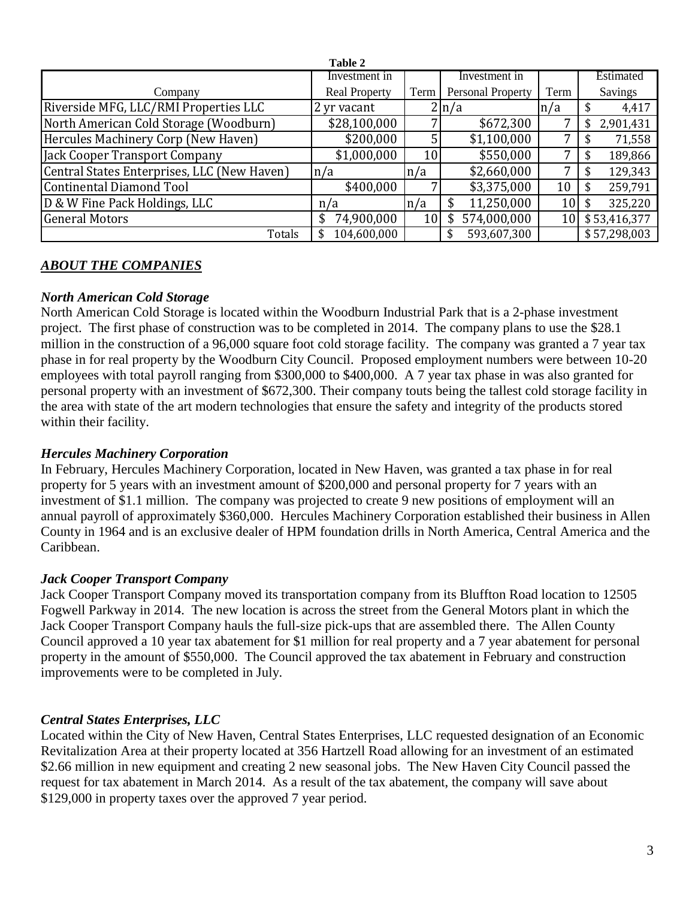**Table 2**

| Company | Investment in Real Property | Term | Investment in Personal Property | Term | Estimated Savings |
|---|---|---|---|---|---|
| Riverside MFG, LLC/RMI Properties LLC | 2 yr vacant | 2 | n/a | n/a | $ 4,417 |
| North American Cold Storage (Woodburn) | $28,100,000 | 7 | $672,300 | 7 | $ 2,901,431 |
| Hercules Machinery Corp (New Haven) | $200,000 | 5 | $1,100,000 | 7 | $ 71,558 |
| Jack Cooper Transport Company | $1,000,000 | 10 | $550,000 | 7 | $ 189,866 |
| Central States Enterprises, LLC (New Haven) | n/a | n/a | $2,660,000 | 7 | $ 129,343 |
| Continental Diamond Tool | $400,000 | 7 | $3,375,000 | 10 | $ 259,791 |
| D & W Fine Pack Holdings, LLC | n/a | n/a | $ 11,250,000 | 10 | $ 325,220 |
| General Motors | $ 74,900,000 | 10 | $ 574,000,000 | 10 | $ 53,416,377 |
| Totals | $ 104,600,000 | | $ 593,607,300 | | $ 57,298,003 |

## ***ABOUT THE COMPANIES***

### *North American Cold Storage*

North American Cold Storage is located within the Woodburn Industrial Park that is a 2-phase investment project. The first phase of construction was to be completed in 2014. The company plans to use the $28.1 million in the construction of a 96,000 square foot cold storage facility. The company was granted a 7 year tax phase in for real property by the Woodburn City Council. Proposed employment numbers were between 10-20 employees with total payroll ranging from $300,000 to $400,000. A 7 year tax phase in was also granted for personal property with an investment of $672,300. Their company touts being the tallest cold storage facility in the area with state of the art modern technologies that ensure the safety and integrity of the products stored within their facility.

### *Hercules Machinery Corporation*

In February, Hercules Machinery Corporation, located in New Haven, was granted a tax phase in for real property for 5 years with an investment amount of $200,000 and personal property for 7 years with an investment of $1.1 million. The company was projected to create 9 new positions of employment will an annual payroll of approximately $360,000. Hercules Machinery Corporation established their business in Allen County in 1964 and is an exclusive dealer of HPM foundation drills in North America, Central America and the Caribbean.

### *Jack Cooper Transport Company*

Jack Cooper Transport Company moved its transportation company from its Bluffton Road location to 12505 Fogwell Parkway in 2014. The new location is across the street from the General Motors plant in which the Jack Cooper Transport Company hauls the full-size pick-ups that are assembled there. The Allen County Council approved a 10 year tax abatement for $1 million for real property and a 7 year abatement for personal property in the amount of $550,000. The Council approved the tax abatement in February and construction improvements were to be completed in July.

### *Central States Enterprises, LLC*

Located within the City of New Haven, Central States Enterprises, LLC requested designation of an Economic Revitalization Area at their property located at 356 Hartzell Road allowing for an investment of an estimated $2.66 million in new equipment and creating 2 new seasonal jobs. The New Haven City Council passed the request for tax abatement in March 2014. As a result of the tax abatement, the company will save about $129,000 in property taxes over the approved 7 year period.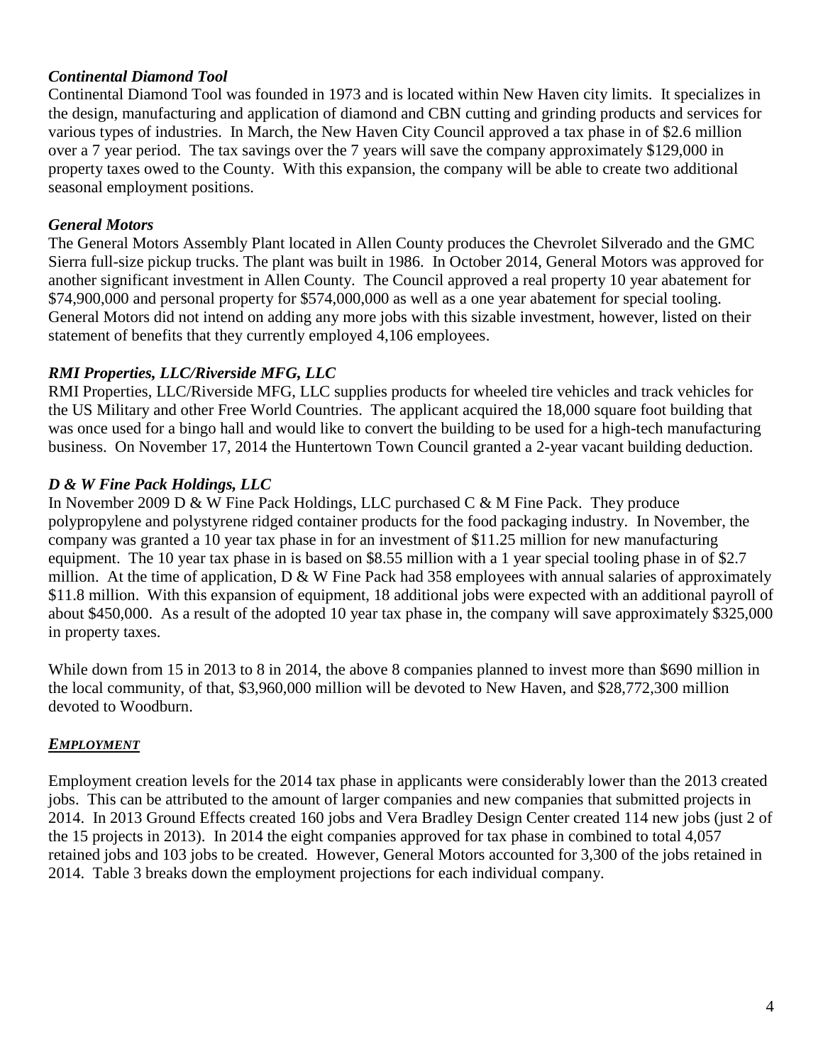### *Continental Diamond Tool*

Continental Diamond Tool was founded in 1973 and is located within New Haven city limits. It specializes in the design, manufacturing and application of diamond and CBN cutting and grinding products and services for various types of industries. In March, the New Haven City Council approved a tax phase in of $2.6 million over a 7 year period. The tax savings over the 7 years will save the company approximately $129,000 in property taxes owed to the County. With this expansion, the company will be able to create two additional seasonal employment positions.

### *General Motors*

The General Motors Assembly Plant located in Allen County produces the Chevrolet Silverado and the GMC Sierra full-size pickup trucks. The plant was built in 1986. In October 2014, General Motors was approved for another significant investment in Allen County. The Council approved a real property 10 year abatement for $74,900,000 and personal property for $574,000,000 as well as a one year abatement for special tooling. General Motors did not intend on adding any more jobs with this sizable investment, however, listed on their statement of benefits that they currently employed 4,106 employees.

### *RMI Properties, LLC/Riverside MFG, LLC*

RMI Properties, LLC/Riverside MFG, LLC supplies products for wheeled tire vehicles and track vehicles for the US Military and other Free World Countries. The applicant acquired the 18,000 square foot building that was once used for a bingo hall and would like to convert the building to be used for a high-tech manufacturing business. On November 17, 2014 the Huntertown Town Council granted a 2-year vacant building deduction.

### *D & W Fine Pack Holdings, LLC*

In November 2009 D & W Fine Pack Holdings, LLC purchased C & M Fine Pack. They produce polypropylene and polystyrene ridged container products for the food packaging industry. In November, the company was granted a 10 year tax phase in for an investment of $11.25 million for new manufacturing equipment. The 10 year tax phase in is based on $8.55 million with a 1 year special tooling phase in of $2.7 million. At the time of application, D & W Fine Pack had 358 employees with annual salaries of approximately $11.8 million. With this expansion of equipment, 18 additional jobs were expected with an additional payroll of about $450,000. As a result of the adopted 10 year tax phase in, the company will save approximately $325,000 in property taxes.

While down from 15 in 2013 to 8 in 2014, the above 8 companies planned to invest more than $690 million in the local community, of that, $3,960,000 million will be devoted to New Haven, and $28,772,300 million devoted to Woodburn.

## ***EMPLOYMENT***

Employment creation levels for the 2014 tax phase in applicants were considerably lower than the 2013 created jobs. This can be attributed to the amount of larger companies and new companies that submitted projects in 2014. In 2013 Ground Effects created 160 jobs and Vera Bradley Design Center created 114 new jobs (just 2 of the 15 projects in 2013). In 2014 the eight companies approved for tax phase in combined to total 4,057 retained jobs and 103 jobs to be created. However, General Motors accounted for 3,300 of the jobs retained in 2014. Table 3 breaks down the employment projections for each individual company.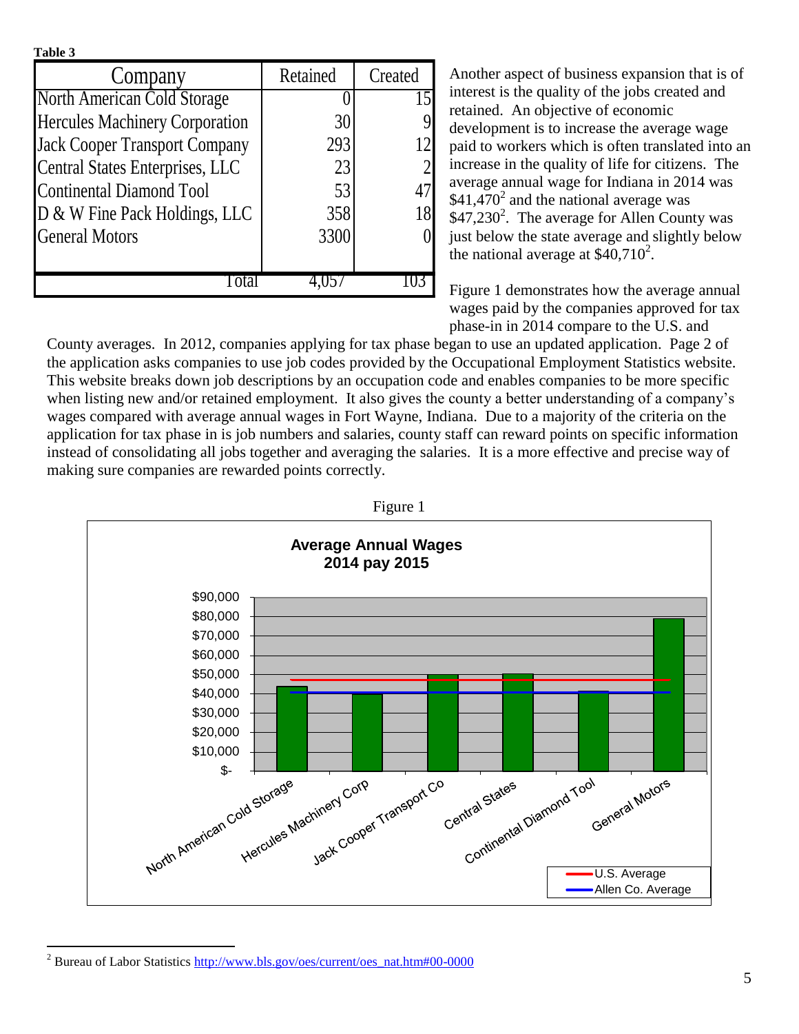**Table 3**

| Company | Retained | Created |
|---|---|---|
| North American Cold Storage | 0 | 15 |
| Hercules Machinery Corporation | 30 | 9 |
| Jack Cooper Transport Company | 293 | 12 |
| Central States Enterprises, LLC | 23 | 2 |
| Continental Diamond Tool | 53 | 47 |
| D & W Fine Pack Holdings, LLC | 358 | 18 |
| General Motors | 3300 | 0 |
| Total | 4,057 | 103 |

Another aspect of business expansion that is of interest is the quality of the jobs created and retained. An objective of economic development is to increase the average wage paid to workers which is often translated into an increase in the quality of life for citizens. The average annual wage for Indiana in 2014 was $41,470[2] and the national average was $47,230[2]. The average for Allen County was just below the state average and slightly below the national average at $40,710[2].

Figure 1 demonstrates how the average annual wages paid by the companies approved for tax phase-in in 2014 compare to the U.S. and County averages. In 2012, companies applying for tax phase began to use an updated application. Page 2 of the application asks companies to use job codes provided by the Occupational Employment Statistics website. This website breaks down job descriptions by an occupation code and enables companies to be more specific when listing new and/or retained employment. It also gives the county a better understanding of a company's wages compared with average annual wages in Fort Wayne, Indiana. Due to a majority of the criteria on the application for tax phase in is job numbers and salaries, county staff can reward points on specific information instead of consolidating all jobs together and averaging the salaries. It is a more effective and precise way of making sure companies are rewarded points correctly.

Figure 1

**Average Annual Wages 2014 pay 2015**

[2] Bureau of Labor Statistics http://www.bls.gov/oes/current/oes_nat.htm#00-0000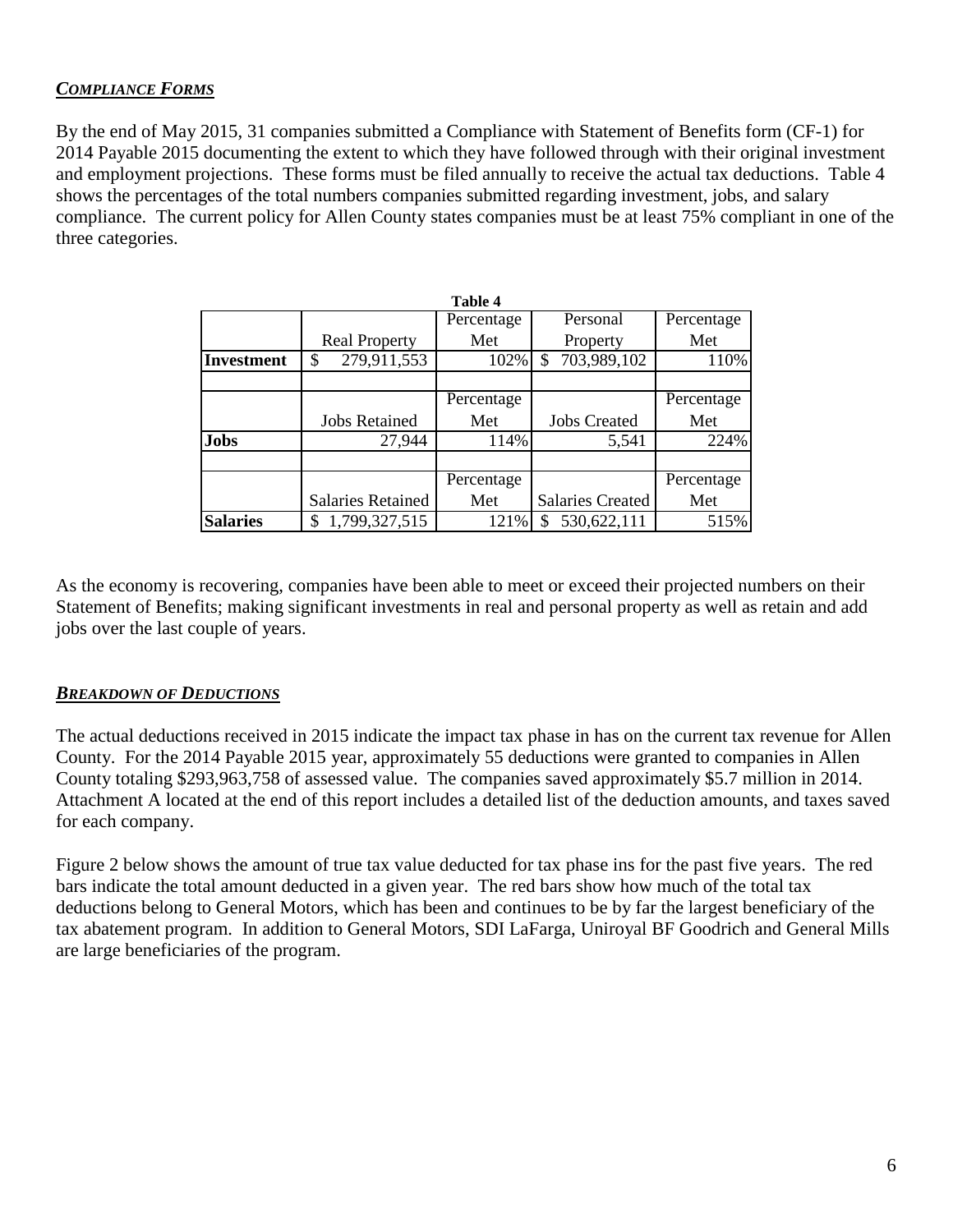### ***Compliance Forms***

By the end of May 2015, 31 companies submitted a Compliance with Statement of Benefits form (CF-1) for 2014 Payable 2015 documenting the extent to which they have followed through with their original investment and employment projections. These forms must be filed annually to receive the actual tax deductions. Table 4 shows the percentages of the total numbers companies submitted regarding investment, jobs, and salary compliance. The current policy for Allen County states companies must be at least 75% compliant in one of the three categories.

**Table 4**

| | Real Property | Percentage Met | Personal Property | Percentage Met |
|---|---|---|---|---|
| **Investment** | $ 279,911,553 | 102% | $ 703,989,102 | 110% |
| | | | | |
| | Jobs Retained | Percentage Met | Jobs Created | Percentage Met |
| **Jobs** | 27,944 | 114% | 5,541 | 224% |
| | | | | |
| | Salaries Retained | Percentage Met | Salaries Created | Percentage Met |
| **Salaries** | $ 1,799,327,515 | 121% | $ 530,622,111 | 515% |

As the economy is recovering, companies have been able to meet or exceed their projected numbers on their Statement of Benefits; making significant investments in real and personal property as well as retain and add jobs over the last couple of years.

### ***Breakdown of Deductions***

The actual deductions received in 2015 indicate the impact tax phase in has on the current tax revenue for Allen County. For the 2014 Payable 2015 year, approximately 55 deductions were granted to companies in Allen County totaling $293,963,758 of assessed value. The companies saved approximately $5.7 million in 2014. Attachment A located at the end of this report includes a detailed list of the deduction amounts, and taxes saved for each company.

Figure 2 below shows the amount of true tax value deducted for tax phase ins for the past five years. The red bars indicate the total amount deducted in a given year. The red bars show how much of the total tax deductions belong to General Motors, which has been and continues to be by far the largest beneficiary of the tax abatement program. In addition to General Motors, SDI LaFarga, Uniroyal BF Goodrich and General Mills are large beneficiaries of the program.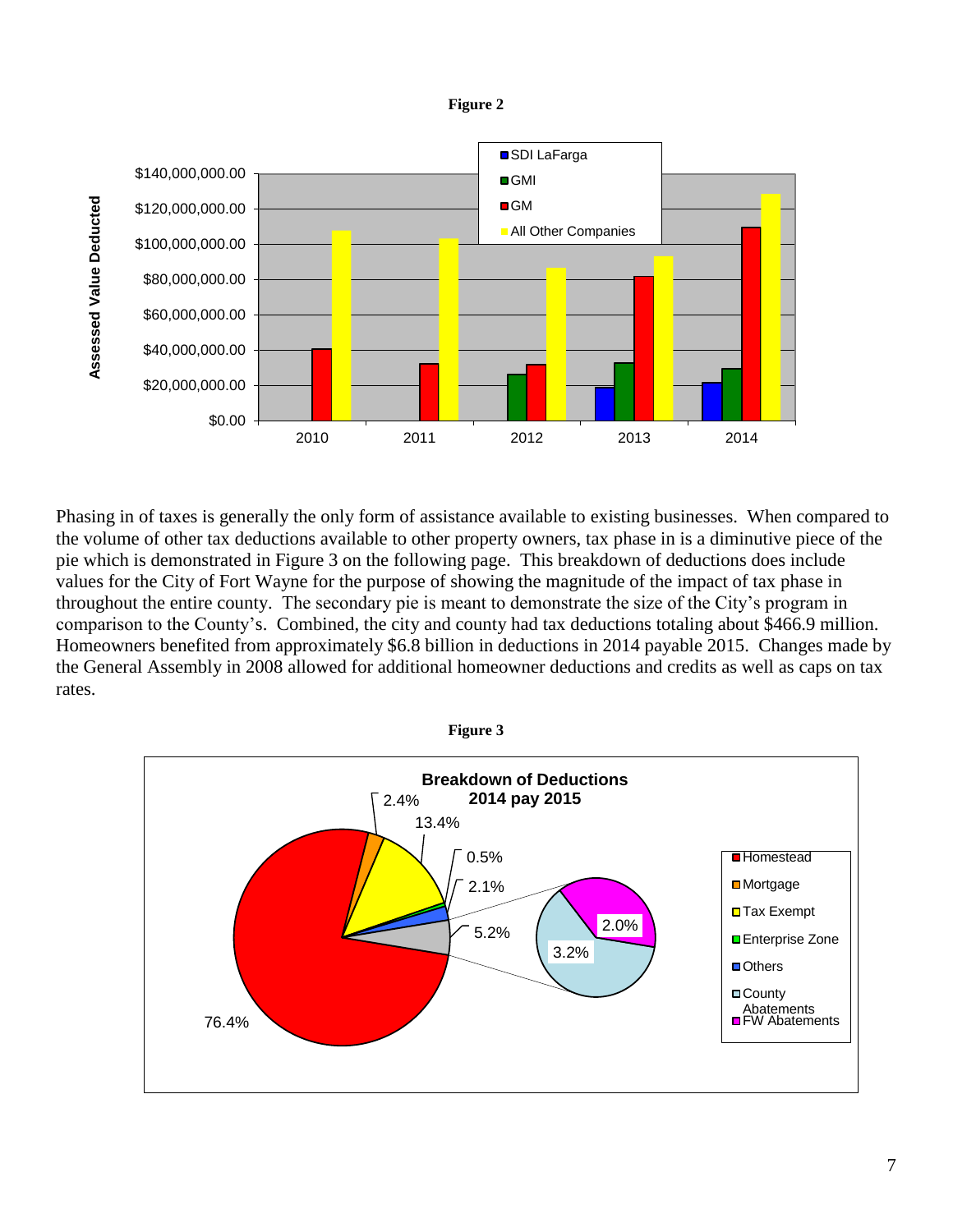**Figure 2**

Phasing in of taxes is generally the only form of assistance available to existing businesses. When compared to the volume of other tax deductions available to other property owners, tax phase in is a diminutive piece of the pie which is demonstrated in Figure 3 on the following page. This breakdown of deductions does include values for the City of Fort Wayne for the purpose of showing the magnitude of the impact of tax phase in throughout the entire county. The secondary pie is meant to demonstrate the size of the City's program in comparison to the County's. Combined, the city and county had tax deductions totaling about $466.9 million. Homeowners benefited from approximately $6.8 billion in deductions in 2014 payable 2015. Changes made by the General Assembly in 2008 allowed for additional homeowner deductions and credits as well as caps on tax rates.

**Figure 3**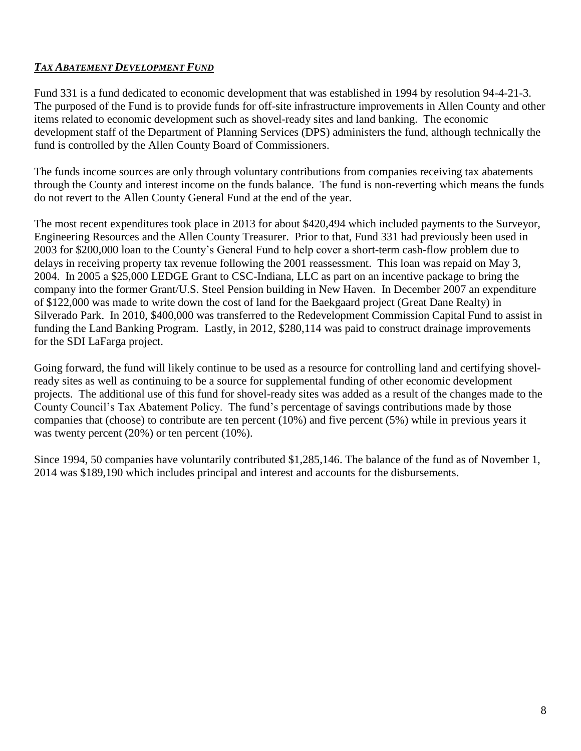***TAX ABATEMENT DEVELOPMENT FUND***

Fund 331 is a fund dedicated to economic development that was established in 1994 by resolution 94-4-21-3. The purposed of the Fund is to provide funds for off-site infrastructure improvements in Allen County and other items related to economic development such as shovel-ready sites and land banking. The economic development staff of the Department of Planning Services (DPS) administers the fund, although technically the fund is controlled by the Allen County Board of Commissioners.

The funds income sources are only through voluntary contributions from companies receiving tax abatements through the County and interest income on the funds balance. The fund is non-reverting which means the funds do not revert to the Allen County General Fund at the end of the year.

The most recent expenditures took place in 2013 for about $420,494 which included payments to the Surveyor, Engineering Resources and the Allen County Treasurer. Prior to that, Fund 331 had previously been used in 2003 for $200,000 loan to the County's General Fund to help cover a short-term cash-flow problem due to delays in receiving property tax revenue following the 2001 reassessment. This loan was repaid on May 3, 2004. In 2005 a $25,000 LEDGE Grant to CSC-Indiana, LLC as part on an incentive package to bring the company into the former Grant/U.S. Steel Pension building in New Haven. In December 2007 an expenditure of $122,000 was made to write down the cost of land for the Baekgaard project (Great Dane Realty) in Silverado Park. In 2010, $400,000 was transferred to the Redevelopment Commission Capital Fund to assist in funding the Land Banking Program. Lastly, in 2012, $280,114 was paid to construct drainage improvements for the SDI LaFarga project.

Going forward, the fund will likely continue to be used as a resource for controlling land and certifying shovel-ready sites as well as continuing to be a source for supplemental funding of other economic development projects. The additional use of this fund for shovel-ready sites was added as a result of the changes made to the County Council's Tax Abatement Policy. The fund's percentage of savings contributions made by those companies that (choose) to contribute are ten percent (10%) and five percent (5%) while in previous years it was twenty percent (20%) or ten percent (10%).

Since 1994, 50 companies have voluntarily contributed $1,285,146. The balance of the fund as of November 1, 2014 was $189,190 which includes principal and interest and accounts for the disbursements.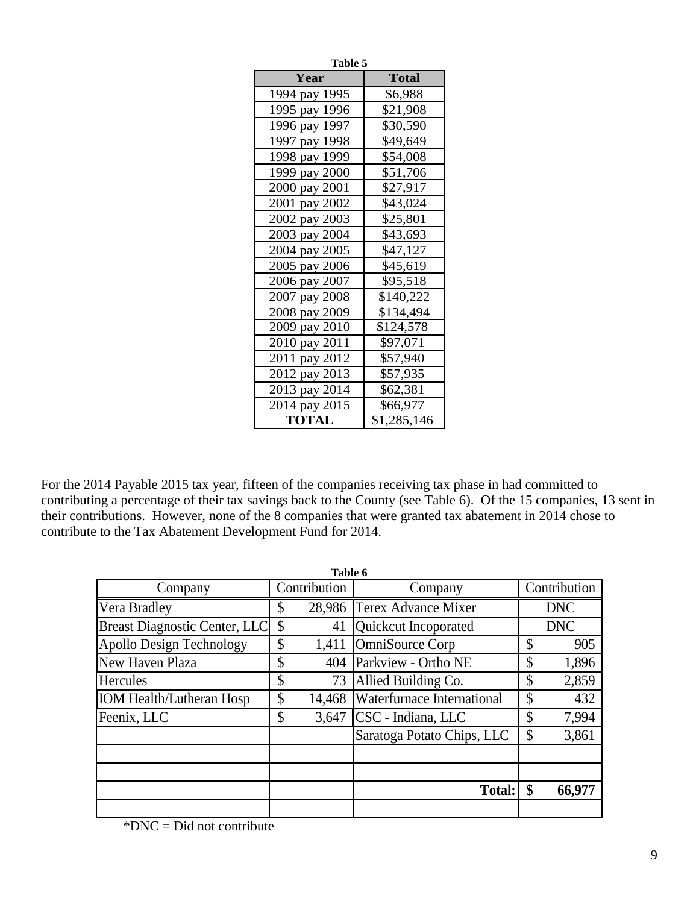**Table 5**

| Year | Total |
|---|---|
| 1994 pay 1995 | $6,988 |
| 1995 pay 1996 | $21,908 |
| 1996 pay 1997 | $30,590 |
| 1997 pay 1998 | $49,649 |
| 1998 pay 1999 | $54,008 |
| 1999 pay 2000 | $51,706 |
| 2000 pay 2001 | $27,917 |
| 2001 pay 2002 | $43,024 |
| 2002 pay 2003 | $25,801 |
| 2003 pay 2004 | $43,693 |
| 2004 pay 2005 | $47,127 |
| 2005 pay 2006 | $45,619 |
| 2006 pay 2007 | $95,518 |
| 2007 pay 2008 | $140,222 |
| 2008 pay 2009 | $134,494 |
| 2009 pay 2010 | $124,578 |
| 2010 pay 2011 | $97,071 |
| 2011 pay 2012 | $57,940 |
| 2012 pay 2013 | $57,935 |
| 2013 pay 2014 | $62,381 |
| 2014 pay 2015 | $66,977 |
| **TOTAL** | $1,285,146 |

For the 2014 Payable 2015 tax year, fifteen of the companies receiving tax phase in had committed to contributing a percentage of their tax savings back to the County (see Table 6). Of the 15 companies, 13 sent in their contributions. However, none of the 8 companies that were granted tax abatement in 2014 chose to contribute to the Tax Abatement Development Fund for 2014.

**Table 6**

| Company | Contribution | Company | Contribution |
|---|---|---|---|
| Vera Bradley | $ 28,986 | Terex Advance Mixer | DNC |
| Breast Diagnostic Center, LLC | $ 41 | Quickcut Incoporated | DNC |
| Apollo Design Technology | $ 1,411 | OmniSource Corp | $ 905 |
| New Haven Plaza | $ 404 | Parkview - Ortho NE | $ 1,896 |
| Hercules | $ 73 | Allied Building Co. | $ 2,859 |
| IOM Health/Lutheran Hosp | $ 14,468 | Waterfurnace International | $ 432 |
| Feenix, LLC | $ 3,647 | CSC - Indiana, LLC | $ 7,994 |
| | | Saratoga Potato Chips, LLC | $ 3,861 |
| | | | |
| | | | |
| | | **Total:** | **$ 66,977** |
| | | | |

*DNC = Did not contribute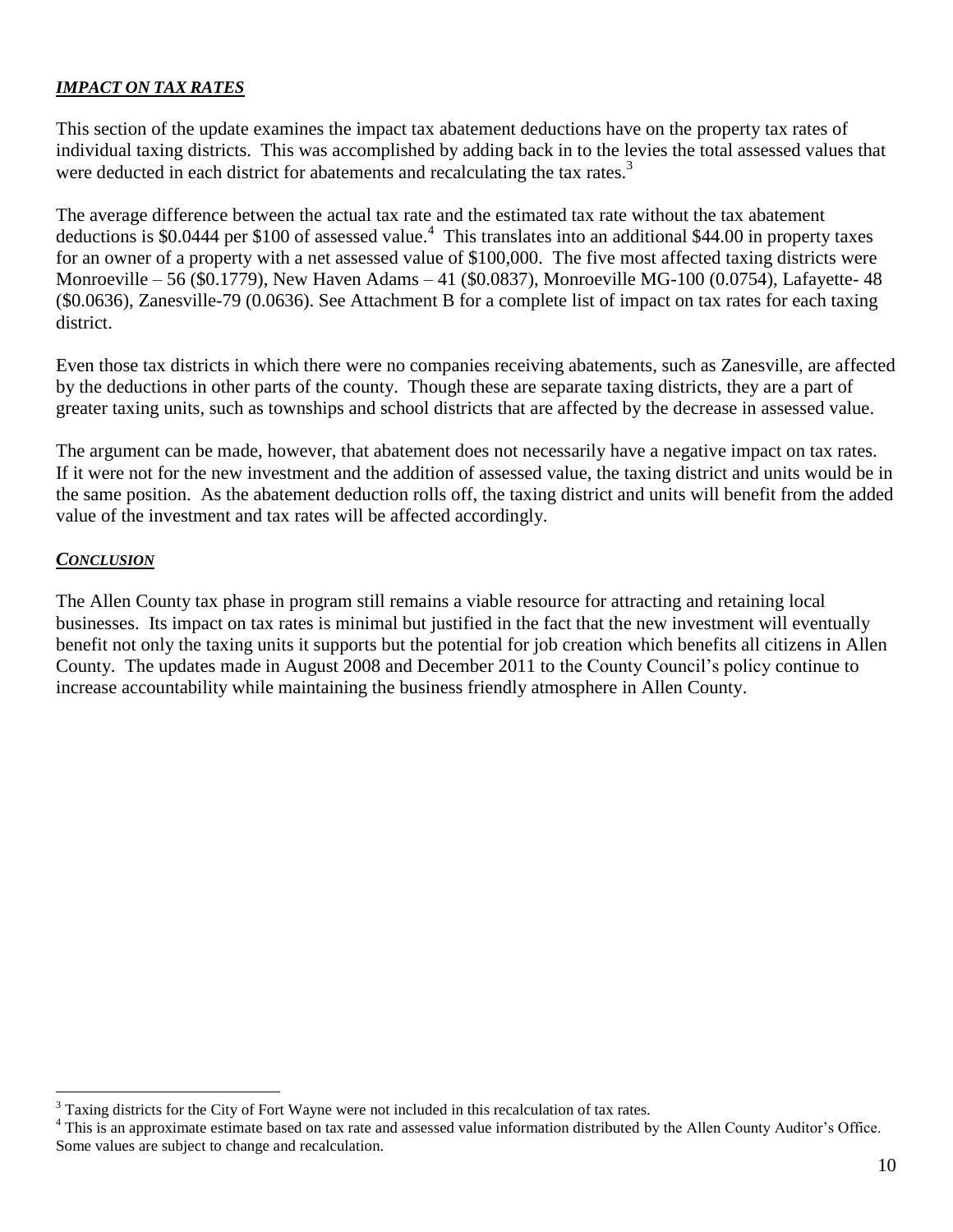***IMPACT ON TAX RATES***

This section of the update examines the impact tax abatement deductions have on the property tax rates of individual taxing districts. This was accomplished by adding back in to the levies the total assessed values that were deducted in each district for abatements and recalculating the tax rates.[3]

The average difference between the actual tax rate and the estimated tax rate without the tax abatement deductions is $0.0444 per $100 of assessed value.[4] This translates into an additional $44.00 in property taxes for an owner of a property with a net assessed value of $100,000. The five most affected taxing districts were Monroeville – 56 ($0.1779), New Haven Adams – 41 ($0.0837), Monroeville MG-100 (0.0754), Lafayette- 48 ($0.0636), Zanesville-79 (0.0636). See Attachment B for a complete list of impact on tax rates for each taxing district.

Even those tax districts in which there were no companies receiving abatements, such as Zanesville, are affected by the deductions in other parts of the county. Though these are separate taxing districts, they are a part of greater taxing units, such as townships and school districts that are affected by the decrease in assessed value.

The argument can be made, however, that abatement does not necessarily have a negative impact on tax rates. If it were not for the new investment and the addition of assessed value, the taxing district and units would be in the same position. As the abatement deduction rolls off, the taxing district and units will benefit from the added value of the investment and tax rates will be affected accordingly.

***CONCLUSION***

The Allen County tax phase in program still remains a viable resource for attracting and retaining local businesses. Its impact on tax rates is minimal but justified in the fact that the new investment will eventually benefit not only the taxing units it supports but the potential for job creation which benefits all citizens in Allen County. The updates made in August 2008 and December 2011 to the County Council's policy continue to increase accountability while maintaining the business friendly atmosphere in Allen County.

---

[3] Taxing districts for the City of Fort Wayne were not included in this recalculation of tax rates.

[4] This is an approximate estimate based on tax rate and assessed value information distributed by the Allen County Auditor's Office. Some values are subject to change and recalculation.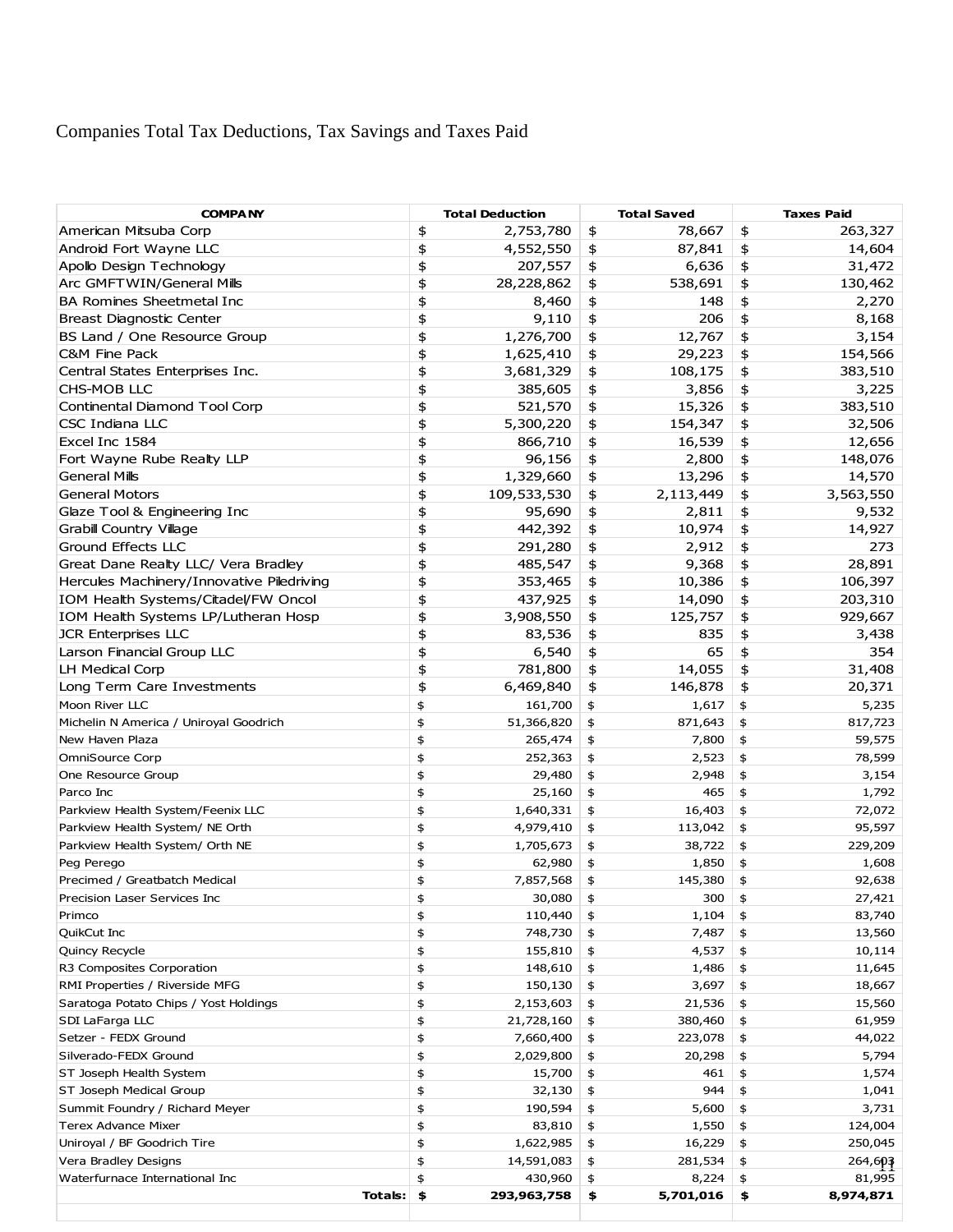Companies Total Tax Deductions, Tax Savings and Taxes Paid

| COMPANY | Total Deduction | Total Saved | Taxes Paid |
|---|---|---|---|
| American Mitsuba Corp | $ 2,753,780 | $ 78,667 | $ 263,327 |
| Android Fort Wayne LLC | $ 4,552,550 | $ 87,841 | $ 14,604 |
| Apollo Design Technology | $ 207,557 | $ 6,636 | $ 31,472 |
| Arc GMFTWIN/General Mills | $ 28,228,862 | $ 538,691 | $ 130,462 |
| BA Romines Sheetmetal Inc | $ 8,460 | $ 148 | $ 2,270 |
| Breast Diagnostic Center | $ 9,110 | $ 206 | $ 8,168 |
| BS Land / One Resource Group | $ 1,276,700 | $ 12,767 | $ 3,154 |
| C&M Fine Pack | $ 1,625,410 | $ 29,223 | $ 154,566 |
| Central States Enterprises Inc. | $ 3,681,329 | $ 108,175 | $ 383,510 |
| CHS-MOB LLC | $ 385,605 | $ 3,856 | $ 3,225 |
| Continental Diamond Tool Corp | $ 521,570 | $ 15,326 | $ 383,510 |
| CSC Indiana LLC | $ 5,300,220 | $ 154,347 | $ 32,506 |
| Excel Inc 1584 | $ 866,710 | $ 16,539 | $ 12,656 |
| Fort Wayne Rube Realty LLP | $ 96,156 | $ 2,800 | $ 148,076 |
| General Mills | $ 1,329,660 | $ 13,296 | $ 14,570 |
| General Motors | $ 109,533,530 | $ 2,113,449 | $ 3,563,550 |
| Glaze Tool & Engineering Inc | $ 95,690 | $ 2,811 | $ 9,532 |
| Grabill Country Village | $ 442,392 | $ 10,974 | $ 14,927 |
| Ground Effects LLC | $ 291,280 | $ 2,912 | $ 273 |
| Great Dane Realty LLC/ Vera Bradley | $ 485,547 | $ 9,368 | $ 28,891 |
| Hercules Machinery/Innovative Piledriving | $ 353,465 | $ 10,386 | $ 106,397 |
| IOM Health Systems/Citadel/FW Oncol | $ 437,925 | $ 14,090 | $ 203,310 |
| IOM Health Systems LP/Lutheran Hosp | $ 3,908,550 | $ 125,757 | $ 929,667 |
| JCR Enterprises LLC | $ 83,536 | $ 835 | $ 3,438 |
| Larson Financial Group LLC | $ 6,540 | $ 65 | $ 354 |
| LH Medical Corp | $ 781,800 | $ 14,055 | $ 31,408 |
| Long Term Care Investments | $ 6,469,840 | $ 146,878 | $ 20,371 |
| Moon River LLC | $ 161,700 | $ 1,617 | $ 5,235 |
| Michelin N America / Uniroyal Goodrich | $ 51,366,820 | $ 871,643 | $ 817,723 |
| New Haven Plaza | $ 265,474 | $ 7,800 | $ 59,575 |
| OmniSource Corp | $ 252,363 | $ 2,523 | $ 78,599 |
| One Resource Group | $ 29,480 | $ 2,948 | $ 3,154 |
| Parco Inc | $ 25,160 | $ 465 | $ 1,792 |
| Parkview Health System/Feenix LLC | $ 1,640,331 | $ 16,403 | $ 72,072 |
| Parkview Health System/ NE Orth | $ 4,979,410 | $ 113,042 | $ 95,597 |
| Parkview Health System/ Orth NE | $ 1,705,673 | $ 38,722 | $ 229,209 |
| Peg Perego | $ 62,980 | $ 1,850 | $ 1,608 |
| Precimed / Greatbatch Medical | $ 7,857,568 | $ 145,380 | $ 92,638 |
| Precision Laser Services Inc | $ 30,080 | $ 300 | $ 27,421 |
| Primco | $ 110,440 | $ 1,104 | $ 83,740 |
| QuikCut Inc | $ 748,730 | $ 7,487 | $ 13,560 |
| Quincy Recycle | $ 155,810 | $ 4,537 | $ 10,114 |
| R3 Composites Corporation | $ 148,610 | $ 1,486 | $ 11,645 |
| RMI Properties / Riverside MFG | $ 150,130 | $ 3,697 | $ 18,667 |
| Saratoga Potato Chips / Yost Holdings | $ 2,153,603 | $ 21,536 | $ 15,560 |
| SDI LaFarga LLC | $ 21,728,160 | $ 380,460 | $ 61,959 |
| Setzer - FEDX Ground | $ 7,660,400 | $ 223,078 | $ 44,022 |
| Silverado-FEDX Ground | $ 2,029,800 | $ 20,298 | $ 5,794 |
| ST Joseph Health System | $ 15,700 | $ 461 | $ 1,574 |
| ST Joseph Medical Group | $ 32,130 | $ 944 | $ 1,041 |
| Summit Foundry / Richard Meyer | $ 190,594 | $ 5,600 | $ 3,731 |
| Terex Advance Mixer | $ 83,810 | $ 1,550 | $ 124,004 |
| Uniroyal / BF Goodrich Tire | $ 1,622,985 | $ 16,229 | $ 250,045 |
| Vera Bradley Designs | $ 14,591,083 | $ 281,534 | $ 264,603 |
| Waterfurnace International Inc | $ 430,960 | $ 8,224 | $ 81,995 |
| **Totals:** | **$ 293,963,758** | **$ 5,701,016** | **$ 8,974,871** |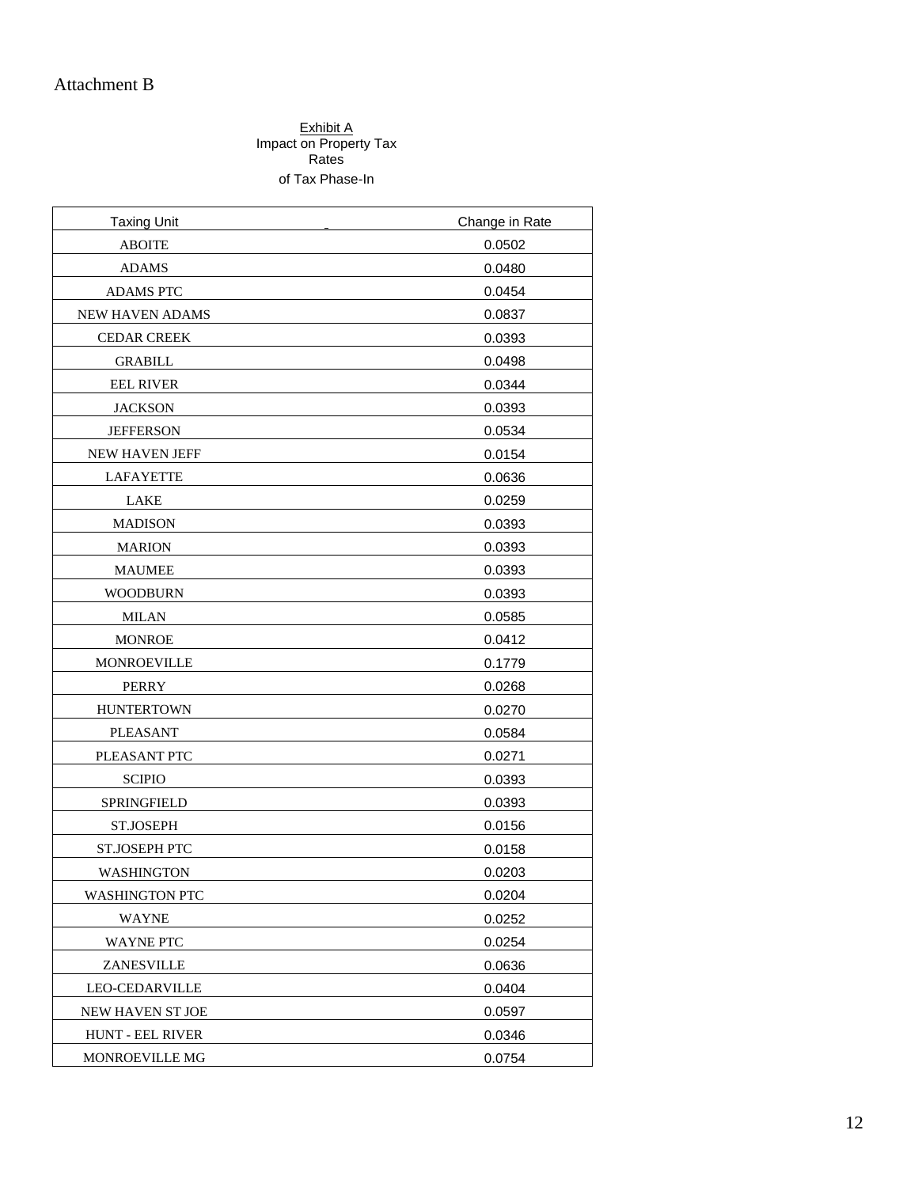Attachment B

Exhibit A
Impact on Property Tax Rates
of Tax Phase-In

| Taxing Unit | Change in Rate |
| --- | --- |
| ABOITE | 0.0502 |
| ADAMS | 0.0480 |
| ADAMS PTC | 0.0454 |
| NEW HAVEN ADAMS | 0.0837 |
| CEDAR CREEK | 0.0393 |
| GRABILL | 0.0498 |
| EEL RIVER | 0.0344 |
| JACKSON | 0.0393 |
| JEFFERSON | 0.0534 |
| NEW HAVEN JEFF | 0.0154 |
| LAFAYETTE | 0.0636 |
| LAKE | 0.0259 |
| MADISON | 0.0393 |
| MARION | 0.0393 |
| MAUMEE | 0.0393 |
| WOODBURN | 0.0393 |
| MILAN | 0.0585 |
| MONROE | 0.0412 |
| MONROEVILLE | 0.1779 |
| PERRY | 0.0268 |
| HUNTERTOWN | 0.0270 |
| PLEASANT | 0.0584 |
| PLEASANT PTC | 0.0271 |
| SCIPIO | 0.0393 |
| SPRINGFIELD | 0.0393 |
| ST.JOSEPH | 0.0156 |
| ST.JOSEPH PTC | 0.0158 |
| WASHINGTON | 0.0203 |
| WASHINGTON PTC | 0.0204 |
| WAYNE | 0.0252 |
| WAYNE PTC | 0.0254 |
| ZANESVILLE | 0.0636 |
| LEO-CEDARVILLE | 0.0404 |
| NEW HAVEN ST JOE | 0.0597 |
| HUNT - EEL RIVER | 0.0346 |
| MONROEVILLE MG | 0.0754 |